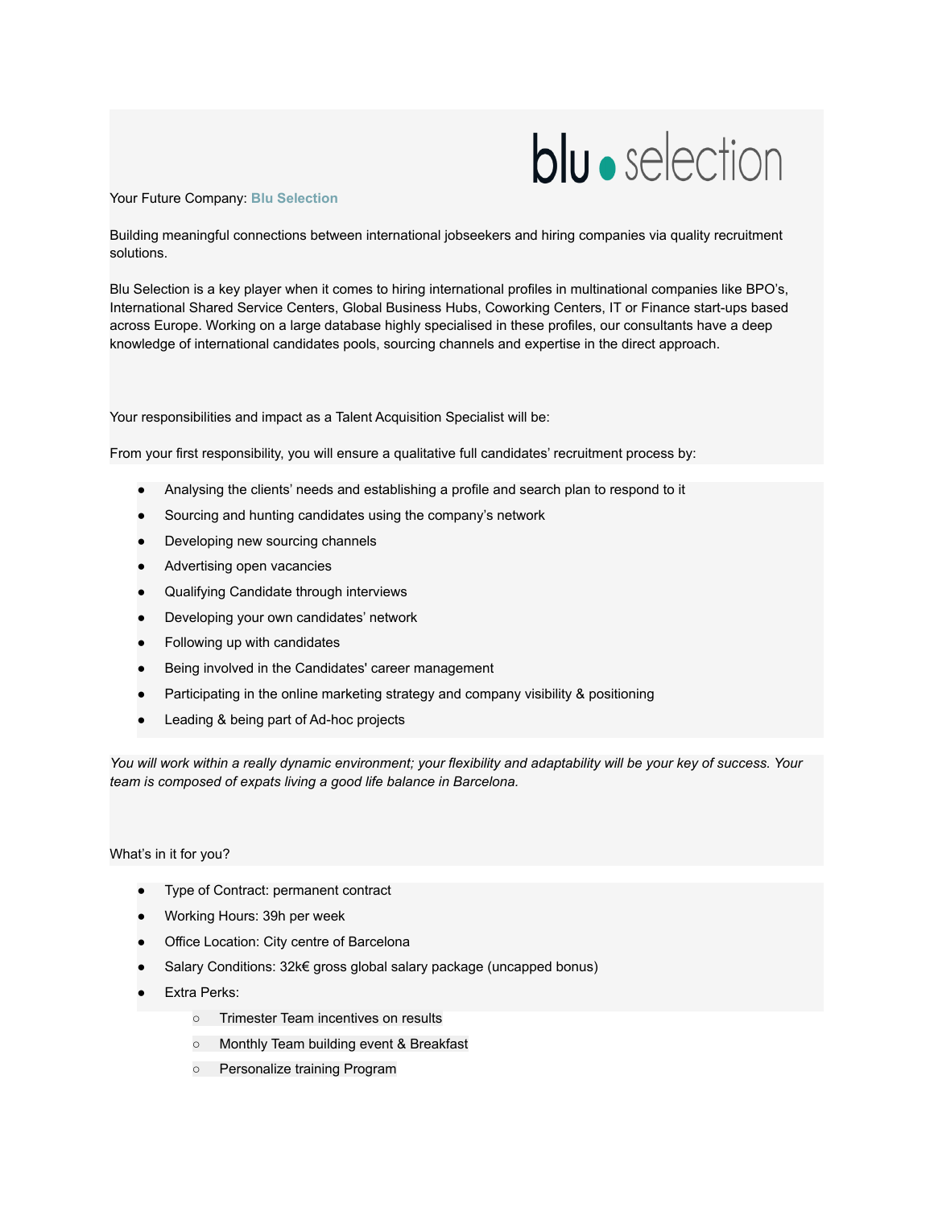Your Future Company: **Blu Selection**

Building meaningful connections between international jobseekers and hiring companies via quality recruitment solutions.

Blu Selection is a key player when it comes to hiring international profiles in multinational companies like BPO's, International Shared Service Centers, Global Business Hubs, Coworking Centers, IT or Finance start-ups based across Europe. Working on a large database highly specialised in these profiles, our consultants have a deep knowledge of international candidates pools, sourcing channels and expertise in the direct approach.

Your responsibilities and impact as a Talent Acquisition Specialist will be:

From your first responsibility, you will ensure a qualitative full candidates' recruitment process by:

- Analysing the clients' needs and establishing a profile and search plan to respond to it
- Sourcing and hunting candidates using the company's network
- Developing new sourcing channels
- Advertising open vacancies
- Qualifying Candidate through interviews
- Developing your own candidates' network
- Following up with candidates
- Being involved in the Candidates' career management
- Participating in the online marketing strategy and company visibility & positioning
- Leading & being part of Ad-hoc projects

*You will work within a really dynamic environment; your flexibility and adaptability will be your key of success. Your team is composed of expats living a good life balance in Barcelona.*

What's in it for you?

- Type of Contract: permanent contract
- Working Hours: 39h per week
- Office Location: City centre of Barcelona
- Salary Conditions: 32k€ gross global salary package (uncapped bonus)
- Extra Perks:
  - Trimester Team incentives on results
  - Monthly Team building event & Breakfast
  - Personalize training Program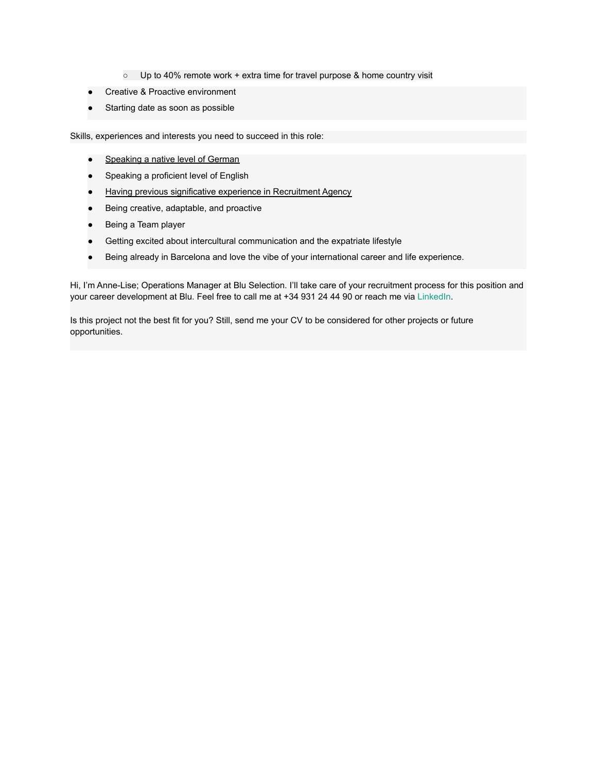- Up to 40% remote work + extra time for travel purpose & home country visit
- Creative & Proactive environment
- Starting date as soon as possible

Skills, experiences and interests you need to succeed in this role:

- <u>Speaking a native level of German</u>
- Speaking a proficient level of English
- <u>Having previous significative experience in Recruitment Agency</u>
- Being creative, adaptable, and proactive
- Being a Team player
- Getting excited about intercultural communication and the expatriate lifestyle
- Being already in Barcelona and love the vibe of your international career and life experience.

Hi, I'm Anne-Lise; Operations Manager at Blu Selection. I'll take care of your recruitment process for this position and your career development at Blu. Feel free to call me at +34 931 24 44 90 or reach me via LinkedIn.

Is this project not the best fit for you? Still, send me your CV to be considered for other projects or future opportunities.